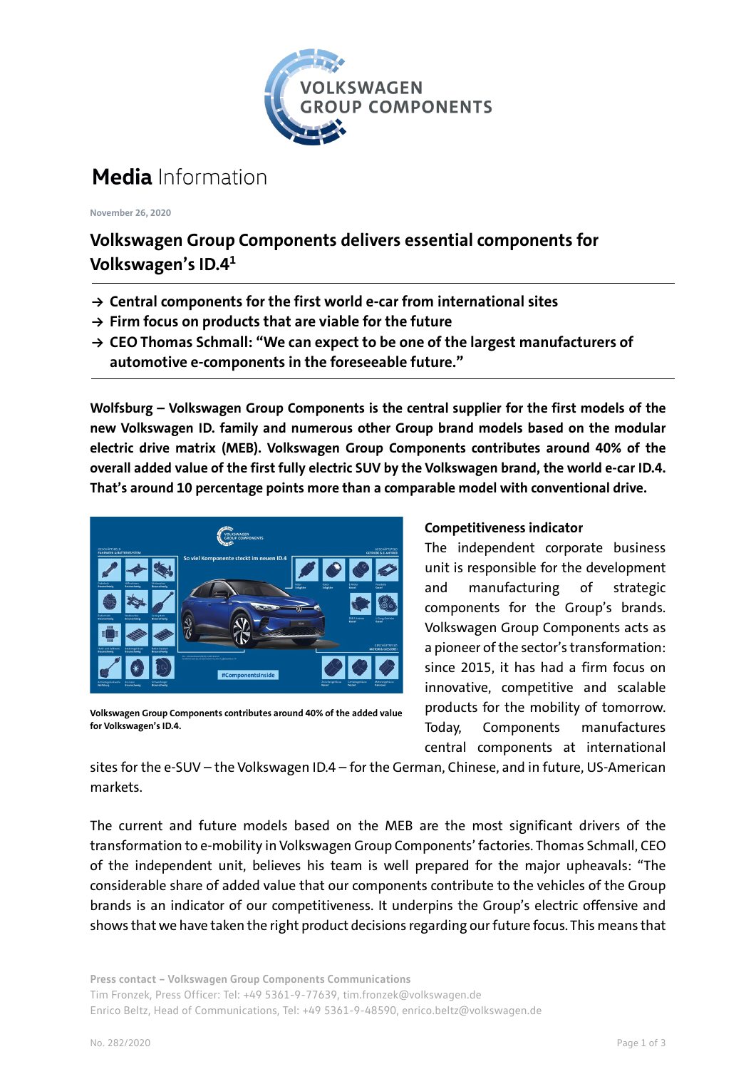# Media Information

November 26, 2020

## Volkswagen Group Components delivers essential components for Volkswagen's ID.4[1]

- → **Central components for the first world e-car from international sites**
- → **Firm focus on products that are viable for the future**
- → **CEO Thomas Schmall: "We can expect to be one of the largest manufacturers of automotive e-components in the foreseeable future."**

**Wolfsburg – Volkswagen Group Components is the central supplier for the first models of the new Volkswagen ID. family and numerous other Group brand models based on the modular electric drive matrix (MEB). Volkswagen Group Components contributes around 40% of the overall added value of the first fully electric SUV by the Volkswagen brand, the world e-car ID.4. That's around 10 percentage points more than a comparable model with conventional drive.**

**Volkswagen Group Components contributes around 40% of the added value for Volkswagen's ID.4.**

### Competitiveness indicator

The independent corporate business unit is responsible for the development and manufacturing of strategic components for the Group's brands. Volkswagen Group Components acts as a pioneer of the sector's transformation: since 2015, it has had a firm focus on innovative, competitive and scalable products for the mobility of tomorrow. Today, Components manufactures central components at international sites for the e-SUV – the Volkswagen ID.4 – for the German, Chinese, and in future, US-American markets.

The current and future models based on the MEB are the most significant drivers of the transformation to e-mobility in Volkswagen Group Components' factories. Thomas Schmall, CEO of the independent unit, believes his team is well prepared for the major upheavals: "The considerable share of added value that our components contribute to the vehicles of the Group brands is an indicator of our competitiveness. It underpins the Group's electric offensive and shows that we have taken the right product decisions regarding our future focus. This means that

**Press contact – Volkswagen Group Components Communications**
Tim Fronzek, Press Officer: Tel: +49 5361-9-77639, tim.fronzek@volkswagen.de
Enrico Beltz, Head of Communications, Tel: +49 5361-9-48590, enrico.beltz@volkswagen.de

No. 282/2020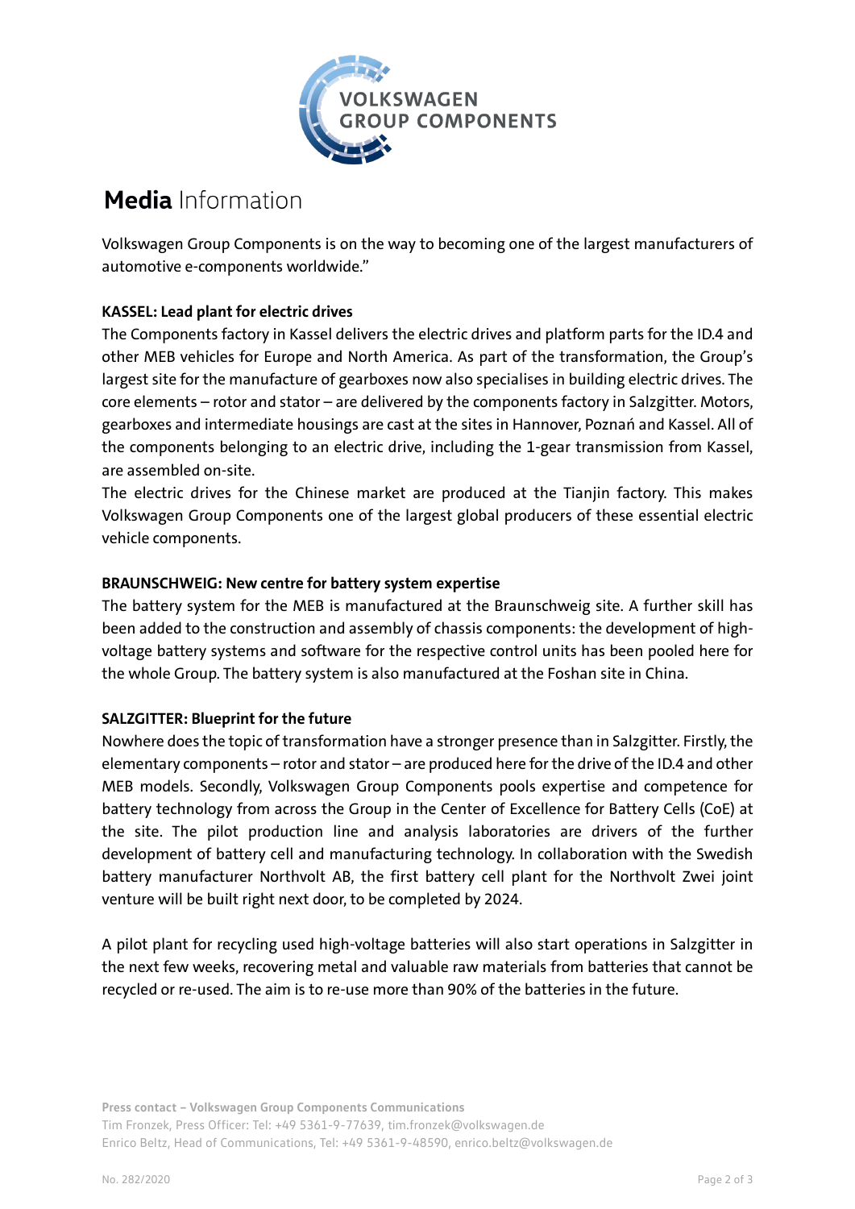# **Media** Information

Volkswagen Group Components is on the way to becoming one of the largest manufacturers of automotive e-components worldwide."

**KASSEL: Lead plant for electric drives**

The Components factory in Kassel delivers the electric drives and platform parts for the ID.4 and other MEB vehicles for Europe and North America. As part of the transformation, the Group's largest site for the manufacture of gearboxes now also specialises in building electric drives. The core elements – rotor and stator – are delivered by the components factory in Salzgitter. Motors, gearboxes and intermediate housings are cast at the sites in Hannover, Poznań and Kassel. All of the components belonging to an electric drive, including the 1-gear transmission from Kassel, are assembled on-site.

The electric drives for the Chinese market are produced at the Tianjin factory. This makes Volkswagen Group Components one of the largest global producers of these essential electric vehicle components.

**BRAUNSCHWEIG: New centre for battery system expertise**

The battery system for the MEB is manufactured at the Braunschweig site. A further skill has been added to the construction and assembly of chassis components: the development of high-voltage battery systems and software for the respective control units has been pooled here for the whole Group. The battery system is also manufactured at the Foshan site in China.

**SALZGITTER: Blueprint for the future**

Nowhere does the topic of transformation have a stronger presence than in Salzgitter. Firstly, the elementary components – rotor and stator – are produced here for the drive of the ID.4 and other MEB models. Secondly, Volkswagen Group Components pools expertise and competence for battery technology from across the Group in the Center of Excellence for Battery Cells (CoE) at the site. The pilot production line and analysis laboratories are drivers of the further development of battery cell and manufacturing technology. In collaboration with the Swedish battery manufacturer Northvolt AB, the first battery cell plant for the Northvolt Zwei joint venture will be built right next door, to be completed by 2024.

A pilot plant for recycling used high-voltage batteries will also start operations in Salzgitter in the next few weeks, recovering metal and valuable raw materials from batteries that cannot be recycled or re-used. The aim is to re-use more than 90% of the batteries in the future.

**Press contact – Volkswagen Group Components Communications**
Tim Fronzek, Press Officer: Tel: +49 5361-9-77639, tim.fronzek@volkswagen.de
Enrico Beltz, Head of Communications, Tel: +49 5361-9-48590, enrico.beltz@volkswagen.de

No. 282/2020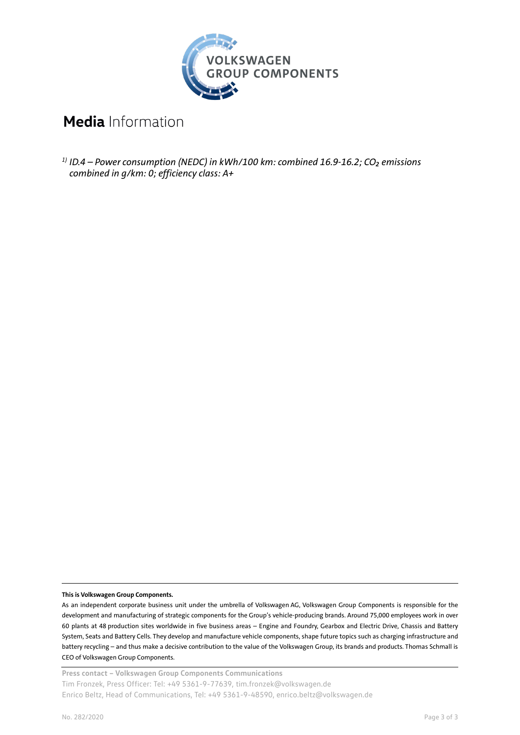# **Media** Information

*[1] ID.4 – Power consumption (NEDC) in kWh/100 km: combined 16.9-16.2; $CO_2$ emissions combined in g/km: 0; efficiency class: A+*

**This is Volkswagen Group Components.**

As an independent corporate business unit under the umbrella of Volkswagen AG, Volkswagen Group Components is responsible for the development and manufacturing of strategic components for the Group's vehicle-producing brands. Around 75,000 employees work in over 60 plants at 48 production sites worldwide in five business areas – Engine and Foundry, Gearbox and Electric Drive, Chassis and Battery System, Seats and Battery Cells. They develop and manufacture vehicle components, shape future topics such as charging infrastructure and battery recycling – and thus make a decisive contribution to the value of the Volkswagen Group, its brands and products. Thomas Schmall is CEO of Volkswagen Group Components.

**Press contact – Volkswagen Group Components Communications**
Tim Fronzek, Press Officer: Tel: +49 5361-9-77639, tim.fronzek@volkswagen.de
Enrico Beltz, Head of Communications, Tel: +49 5361-9-48590, enrico.beltz@volkswagen.de

No. 282/2020